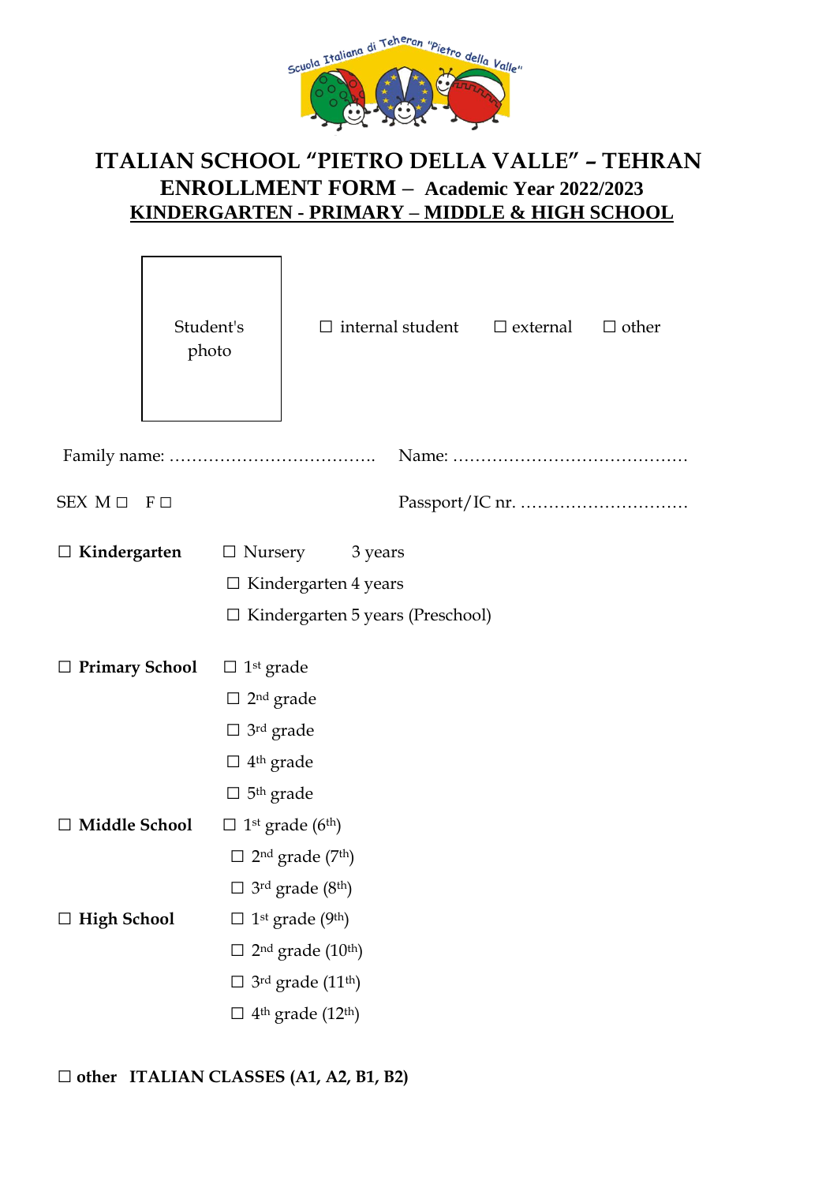Scuola Italiana di Teheran "Pietro della Valle"

# ITALIAN SCHOOL “PIETRO DELLA VALLE” – TEHRAN

## ENROLLMENT FORM – Academic Year 2022/2023

**KINDERGARTEN - PRIMARY – MIDDLE & HIGH SCHOOL**

Student's photo

☐ internal student ☐ external ☐ other

Family name: ……………………………….. Name: ……………………………………

SEX M ☐ F ☐ Passport/IC nr. …………………………

☐ **Kindergarten** ☐ Nursery 3 years
☐ Kindergarten 4 years
☐ Kindergarten 5 years (Preschool)

☐ **Primary School** ☐ 1st grade
☐ 2nd grade
☐ 3rd grade
☐ 4th grade
☐ 5th grade

☐ **Middle School** ☐ 1st grade (6th)
☐ 2nd grade (7th)
☐ 3rd grade (8th)

☐ **High School** ☐ 1st grade (9th)
☐ 2nd grade (10th)
☐ 3rd grade (11th)
☐ 4th grade (12th)

☐ **other ITALIAN CLASSES (A1, A2, B1, B2)**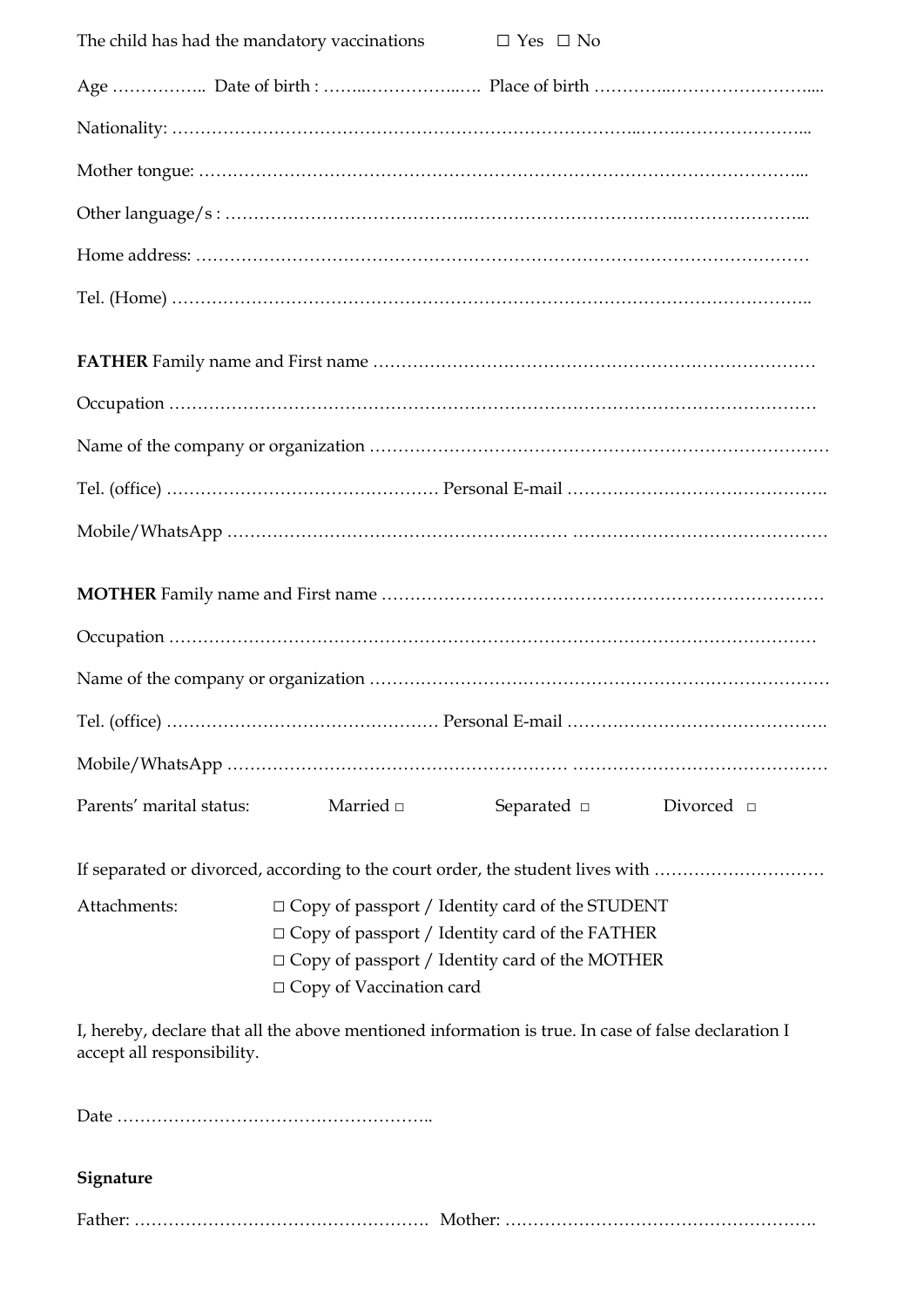The child has had the mandatory vaccinations ☐ Yes ☐ No

Age …………….. Date of birth : ……..……………..…. Place of birth …………..……………………....

Nationality: ……………………………………………………………………..…….…………………...

Mother tongue: …………………………………………………………………………………………...

Other language/s : …………………………………..…………………………….…………………...

Home address: ……………………………………………………………………………………………

Tel. (Home) ………………………………………………………………………………………………..

**FATHER** Family name and First name …………………………………………………………………

Occupation …………………………………………………………………………………………………

Name of the company or organization ……………………………………………………………………

Tel. (office) ………………………………………… Personal E-mail …………………………………….

Mobile/WhatsApp ………………………………………………… ………………………………………

**MOTHER** Family name and First name …………………………………………………………………

Occupation …………………………………………………………………………………………………

Name of the company or organization ……………………………………………………………………

Tel. (office) ………………………………………… Personal E-mail …………………………………….

Mobile/WhatsApp ………………………………………………… ………………………………………

Parents' marital status: Married □ Separated □ Divorced □

If separated or divorced, according to the court order, the student lives with …………………………

Attachments:

- ☐ Copy of passport / Identity card of the STUDENT
- ☐ Copy of passport / Identity card of the FATHER
- ☐ Copy of passport / Identity card of the MOTHER
- ☐ Copy of Vaccination card

I, hereby, declare that all the above mentioned information is true. In case of false declaration I accept all responsibility.

Date ………………………………………………..

**Signature**

Father: ……………………………………………. Mother: …………………………………………….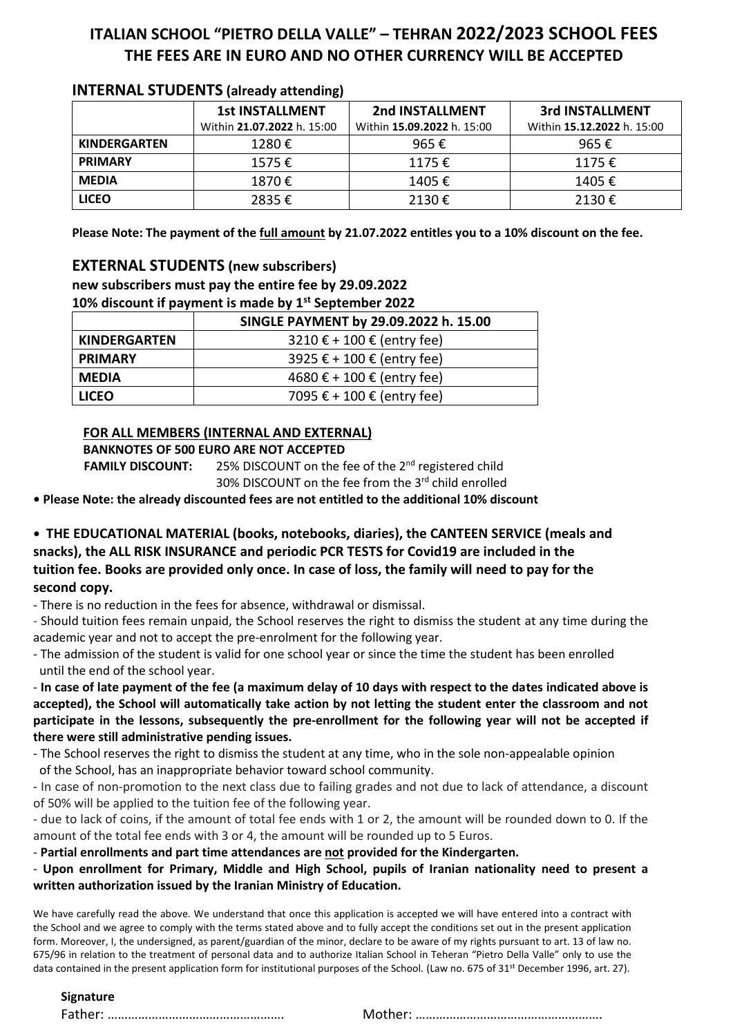# ITALIAN SCHOOL "PIETRO DELLA VALLE" – TEHRAN 2022/2023 SCHOOL FEES
## THE FEES ARE IN EURO AND NO OTHER CURRENCY WILL BE ACCEPTED

### INTERNAL STUDENTS (already attending)

| | 1st INSTALLMENT<br>Within **21.07.2022** h. 15:00 | 2nd INSTALLMENT<br>Within **15.09.2022** h. 15:00 | 3rd INSTALLMENT<br>Within **15.12.2022** h. 15:00 |
|---|---|---|---|
| **KINDERGARTEN** | 1280 € | 965 € | 965 € |
| **PRIMARY** | 1575 € | 1175 € | 1175 € |
| **MEDIA** | 1870 € | 1405 € | 1405 € |
| **LICEO** | 2835 € | 2130 € | 2130 € |

**Please Note: The payment of the full amount by 21.07.2022 entitles you to a 10% discount on the fee.**

### EXTERNAL STUDENTS (new subscribers)

**new subscribers must pay the entire fee by 29.09.2022**
**10% discount if payment is made by 1st September 2022**

| | SINGLE PAYMENT by 29.09.2022 h. 15.00 |
|---|---|
| **KINDERGARTEN** | 3210 € + 100 € (entry fee) |
| **PRIMARY** | 3925 € + 100 € (entry fee) |
| **MEDIA** | 4680 € + 100 € (entry fee) |
| **LICEO** | 7095 € + 100 € (entry fee) |

**FOR ALL MEMBERS (INTERNAL AND EXTERNAL)**

**BANKNOTES OF 500 EURO ARE NOT ACCEPTED**

**FAMILY DISCOUNT:** 25% DISCOUNT on the fee of the 2nd registered child
30% DISCOUNT on the fee from the 3rd child enrolled

**• Please Note: the already discounted fees are not entitled to the additional 10% discount**

**• THE EDUCATIONAL MATERIAL (books, notebooks, diaries), the CANTEEN SERVICE (meals and snacks), the ALL RISK INSURANCE and periodic PCR TESTS for Covid19 are included in the tuition fee. Books are provided only once. In case of loss, the family will need to pay for the second copy.**

- There is no reduction in the fees for absence, withdrawal or dismissal.
- Should tuition fees remain unpaid, the School reserves the right to dismiss the student at any time during the academic year and not to accept the pre-enrolment for the following year.
- The admission of the student is valid for one school year or since the time the student has been enrolled until the end of the school year.
- **In case of late payment of the fee (a maximum delay of 10 days with respect to the dates indicated above is accepted), the School will automatically take action by not letting the student enter the classroom and not participate in the lessons, subsequently the pre-enrollment for the following year will not be accepted if there were still administrative pending issues.**
- The School reserves the right to dismiss the student at any time, who in the sole non-appealable opinion of the School, has an inappropriate behavior toward school community.
- In case of non-promotion to the next class due to failing grades and not due to lack of attendance, a discount of 50% will be applied to the tuition fee of the following year.
- due to lack of coins, if the amount of total fee ends with 1 or 2, the amount will be rounded down to 0. If the amount of the total fee ends with 3 or 4, the amount will be rounded up to 5 Euros.
- **Partial enrollments and part time attendances are not provided for the Kindergarten.**
- **Upon enrollment for Primary, Middle and High School, pupils of Iranian nationality need to present a written authorization issued by the Iranian Ministry of Education.**

We have carefully read the above. We understand that once this application is accepted we will have entered into a contract with the School and we agree to comply with the terms stated above and to fully accept the conditions set out in the present application form. Moreover, I, the undersigned, as parent/guardian of the minor, declare to be aware of my rights pursuant to art. 13 of law no. 675/96 in relation to the treatment of personal data and to authorize Italian School in Teheran "Pietro Della Valle" only to use the data contained in the present application form for institutional purposes of the School. (Law no. 675 of 31st December 1996, art. 27).

**Signature**

Father: …………………………………………… Mother: ………………………………………………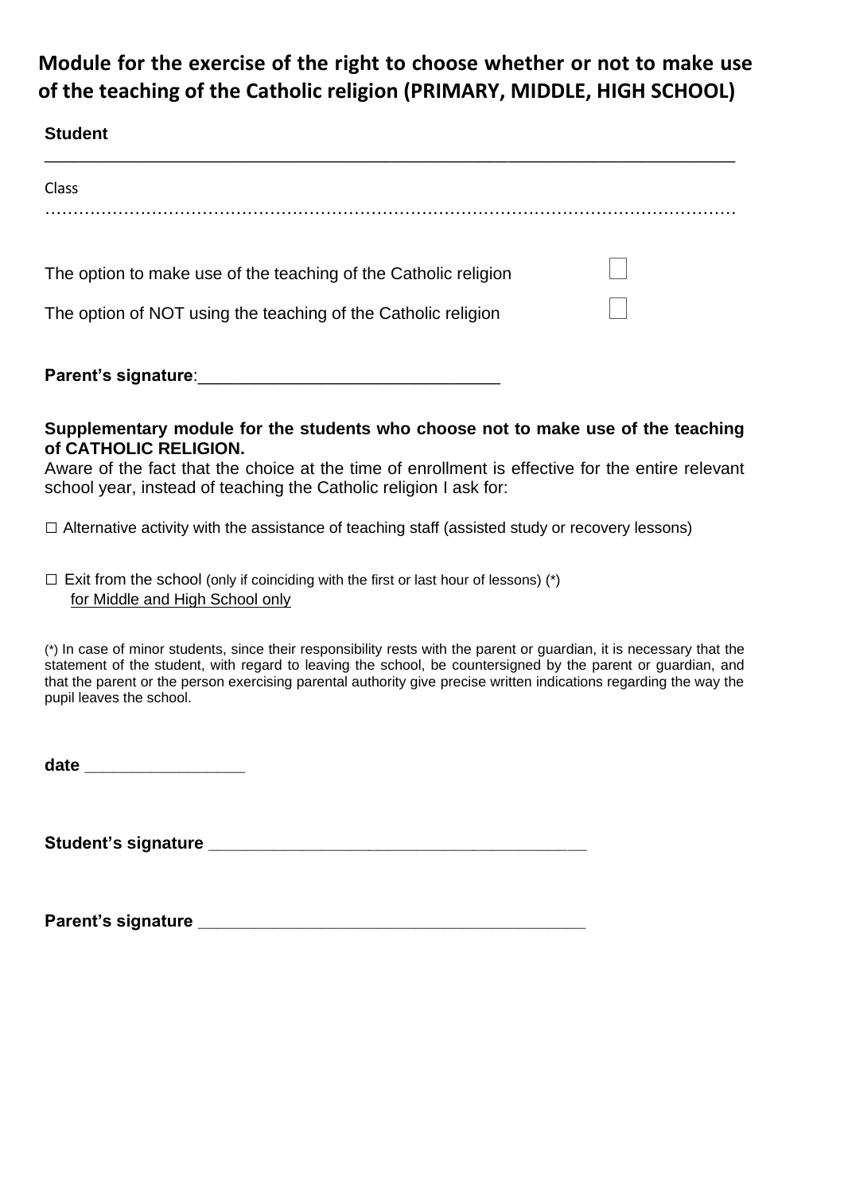# Module for the exercise of the right to choose whether or not to make use of the teaching of the Catholic religion (PRIMARY, MIDDLE, HIGH SCHOOL)

**Student**

______________________________________________________________________________

Class

……………………………………………………………………………………………………………………

The option to make use of the teaching of the Catholic religion ☐

The option of NOT using the teaching of the Catholic religion ☐

**Parent's signature**:_______________________________

**Supplementary module for the students who choose not to make use of the teaching of CATHOLIC RELIGION.**

Aware of the fact that the choice at the time of enrollment is effective for the entire relevant school year, instead of teaching the Catholic religion I ask for:

☐ Alternative activity with the assistance of teaching staff (assisted study or recovery lessons)

☐ Exit from the school (only if coinciding with the first or last hour of lessons) (*)
for Middle and High School only

(*) In case of minor students, since their responsibility rests with the parent or guardian, it is necessary that the statement of the student, with regard to leaving the school, be countersigned by the parent or guardian, and that the parent or the person exercising parental authority give precise written indications regarding the way the pupil leaves the school.

**date** _________________

**Student's signature** _________________________________________

**Parent's signature** __________________________________________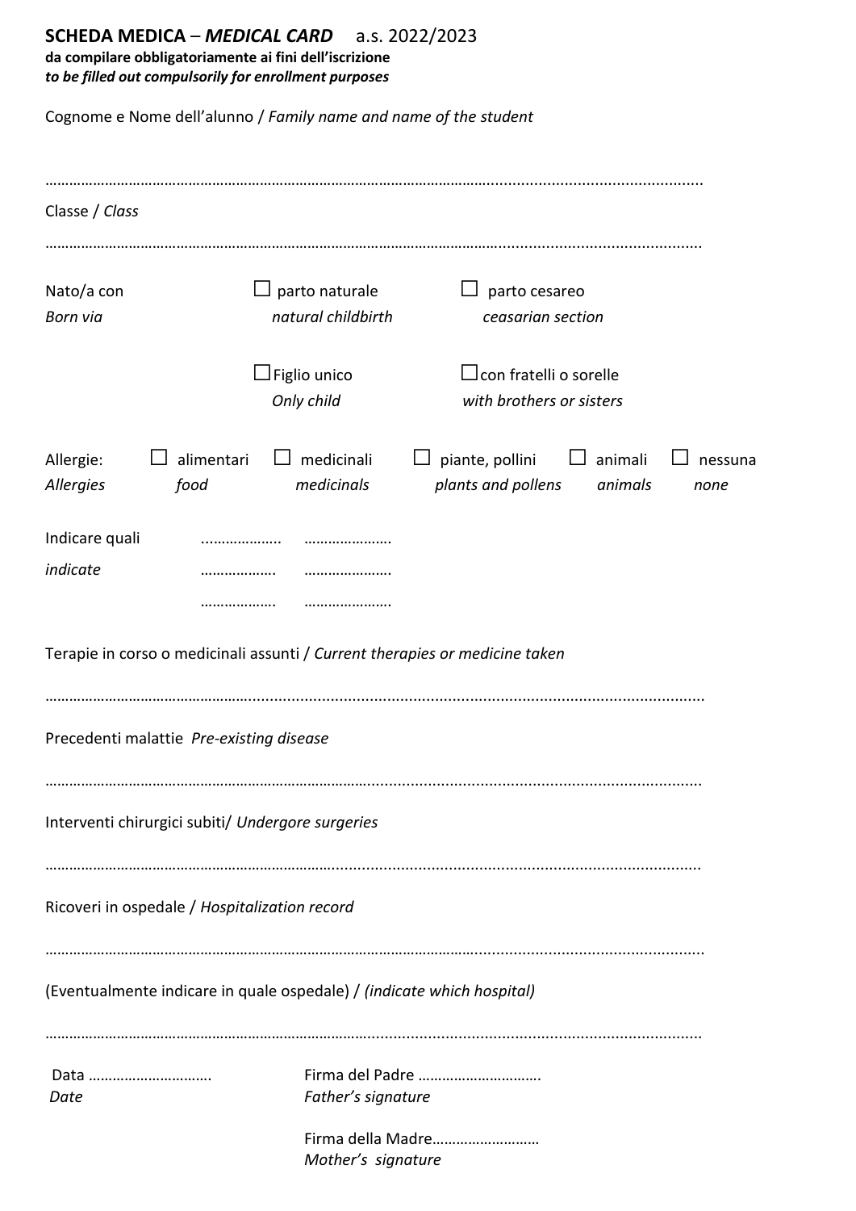**SCHEDA MEDICA** – ***MEDICAL CARD*** a.s. 2022/2023

**da compilare obbligatoriamente ai fini dell'iscrizione**
***to be filled out compulsorily for enrollment purposes***

Cognome e Nome dell'alunno / *Family name and name of the student*

…………………………………………………………………………………………………………………………………………

Classe / *Class*

…………………………………………………………………………………………………………………………………………

Nato/a con *Born via* ☐ parto naturale *natural childbirth* ☐ parto cesareo *ceasarian section*

☐ Figlio unico *Only child* ☐ con fratelli o sorelle *with brothers or sisters*

Allergie: *Allergies* ☐ alimentari *food* ☐ medicinali *medicinals* ☐ piante, pollini *plants and pollens* ☐ animali *animals* ☐ nessuna *none*

Indicare quali *indicate* ……………… ………………
……………… ………………
……………… ………………

Terapie in corso o medicinali assunti / *Current therapies or medicine taken*

…………………………………………………………………………………………………………………………………………

Precedenti malattie *Pre-existing disease*

…………………………………………………………………………………………………………………………………………

Interventi chirurgici subiti/ *Undergore surgeries*

…………………………………………………………………………………………………………………………………………

Ricoveri in ospedale / *Hospitalization record*

…………………………………………………………………………………………………………………………………………

(Eventualmente indicare in quale ospedale) / *(indicate which hospital)*

…………………………………………………………………………………………………………………………………………

Data ………………………… *Date*

Firma del Padre ………………………… *Father's signature*

Firma della Madre……………………… *Mother's signature*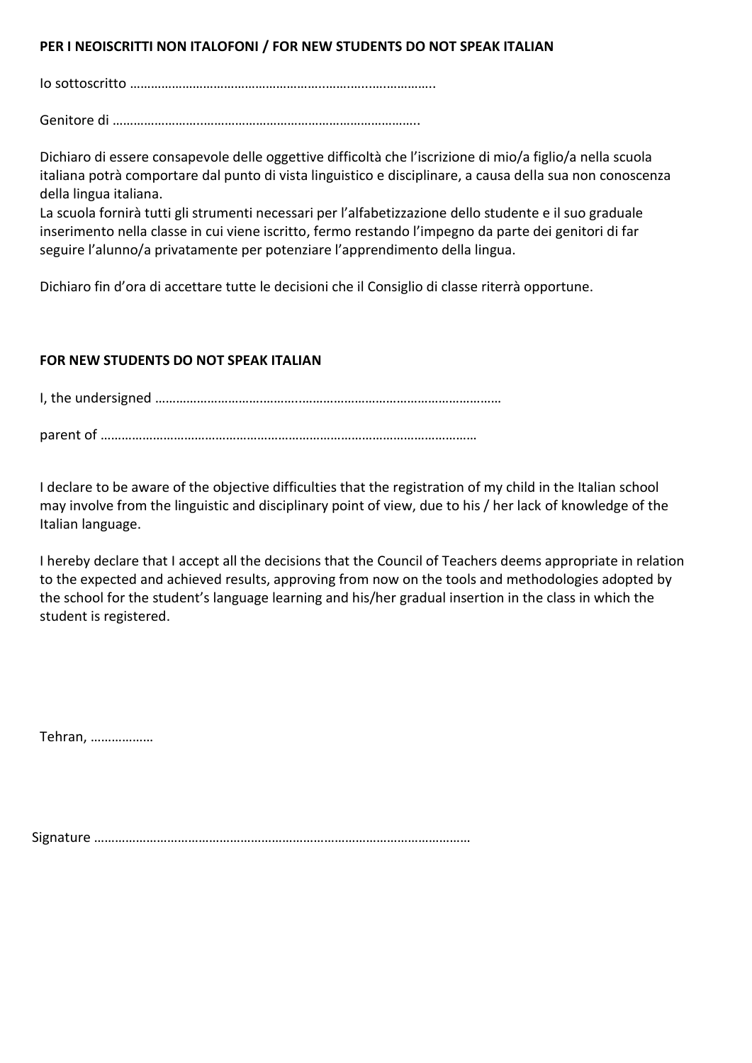**PER I NEOISCRITTI NON ITALOFONI / FOR NEW STUDENTS DO NOT SPEAK ITALIAN**

Io sottoscritto ……………………………………………………..………...…………….

Genitore di …………………..………………………………………………………..

Dichiaro di essere consapevole delle oggettive difficoltà che l'iscrizione di mio/a figlio/a nella scuola italiana potrà comportare dal punto di vista linguistico e disciplinare, a causa della sua non conoscenza della lingua italiana.
La scuola fornirà tutti gli strumenti necessari per l'alfabetizzazione dello studente e il suo graduale inserimento nella classe in cui viene iscritto, fermo restando l'impegno da parte dei genitori di far seguire l'alunno/a privatamente per potenziare l'apprendimento della lingua.

Dichiaro fin d'ora di accettare tutte le decisioni che il Consiglio di classe riterrà opportune.

**FOR NEW STUDENTS DO NOT SPEAK ITALIAN**

I, the undersigned ……………………………..………………………………………………………

parent of ………………………………………………………………………………………………

I declare to be aware of the objective difficulties that the registration of my child in the Italian school may involve from the linguistic and disciplinary point of view, due to his / her lack of knowledge of the Italian language.

I hereby declare that I accept all the decisions that the Council of Teachers deems appropriate in relation to the expected and achieved results, approving from now on the tools and methodologies adopted by the school for the student's language learning and his/her gradual insertion in the class in which the student is registered.

Tehran, ………………

Signature …………………………………………………………………………………………………